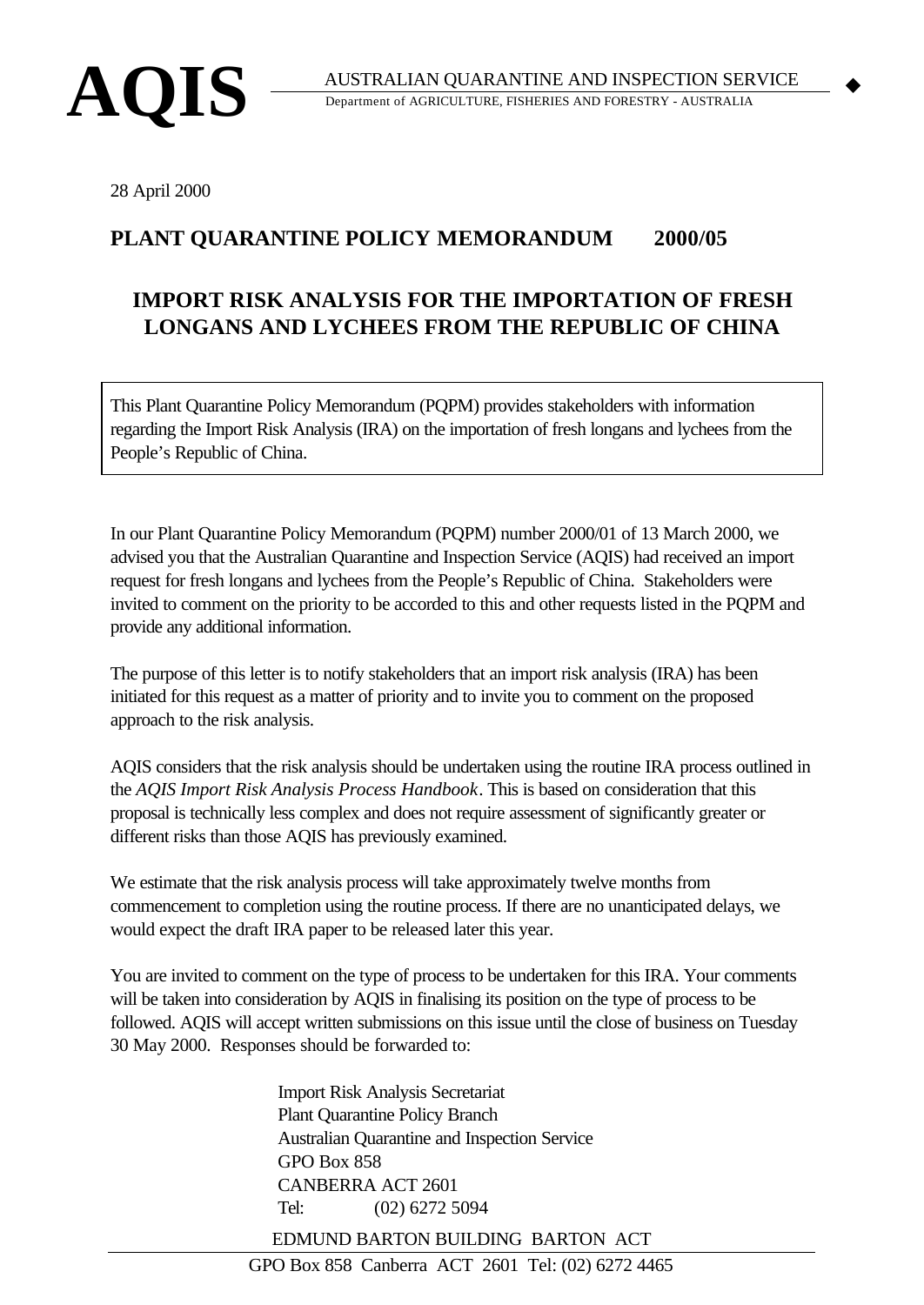**AQIS** AUSTRALIAN QUARANTINE AND INSPECTION SERVICE
Department of AGRICULTURE, FISHERIES AND FORESTRY - AUSTRALIA

28 April 2000

## PLANT QUARANTINE POLICY MEMORANDUM 2000/05

## IMPORT RISK ANALYSIS FOR THE IMPORTATION OF FRESH LONGANS AND LYCHEES FROM THE REPUBLIC OF CHINA

This Plant Quarantine Policy Memorandum (PQPM) provides stakeholders with information regarding the Import Risk Analysis (IRA) on the importation of fresh longans and lychees from the People's Republic of China.

In our Plant Quarantine Policy Memorandum (PQPM) number 2000/01 of 13 March 2000, we advised you that the Australian Quarantine and Inspection Service (AQIS) had received an import request for fresh longans and lychees from the People's Republic of China. Stakeholders were invited to comment on the priority to be accorded to this and other requests listed in the PQPM and provide any additional information.

The purpose of this letter is to notify stakeholders that an import risk analysis (IRA) has been initiated for this request as a matter of priority and to invite you to comment on the proposed approach to the risk analysis.

AQIS considers that the risk analysis should be undertaken using the routine IRA process outlined in the *AQIS Import Risk Analysis Process Handbook*. This is based on consideration that this proposal is technically less complex and does not require assessment of significantly greater or different risks than those AQIS has previously examined.

We estimate that the risk analysis process will take approximately twelve months from commencement to completion using the routine process. If there are no unanticipated delays, we would expect the draft IRA paper to be released later this year.

You are invited to comment on the type of process to be undertaken for this IRA. Your comments will be taken into consideration by AQIS in finalising its position on the type of process to be followed. AQIS will accept written submissions on this issue until the close of business on Tuesday 30 May 2000. Responses should be forwarded to:

Import Risk Analysis Secretariat
Plant Quarantine Policy Branch
Australian Quarantine and Inspection Service
GPO Box 858
CANBERRA ACT 2601
Tel: (02) 6272 5094

EDMUND BARTON BUILDING BARTON ACT
GPO Box 858 Canberra ACT 2601 Tel: (02) 6272 4465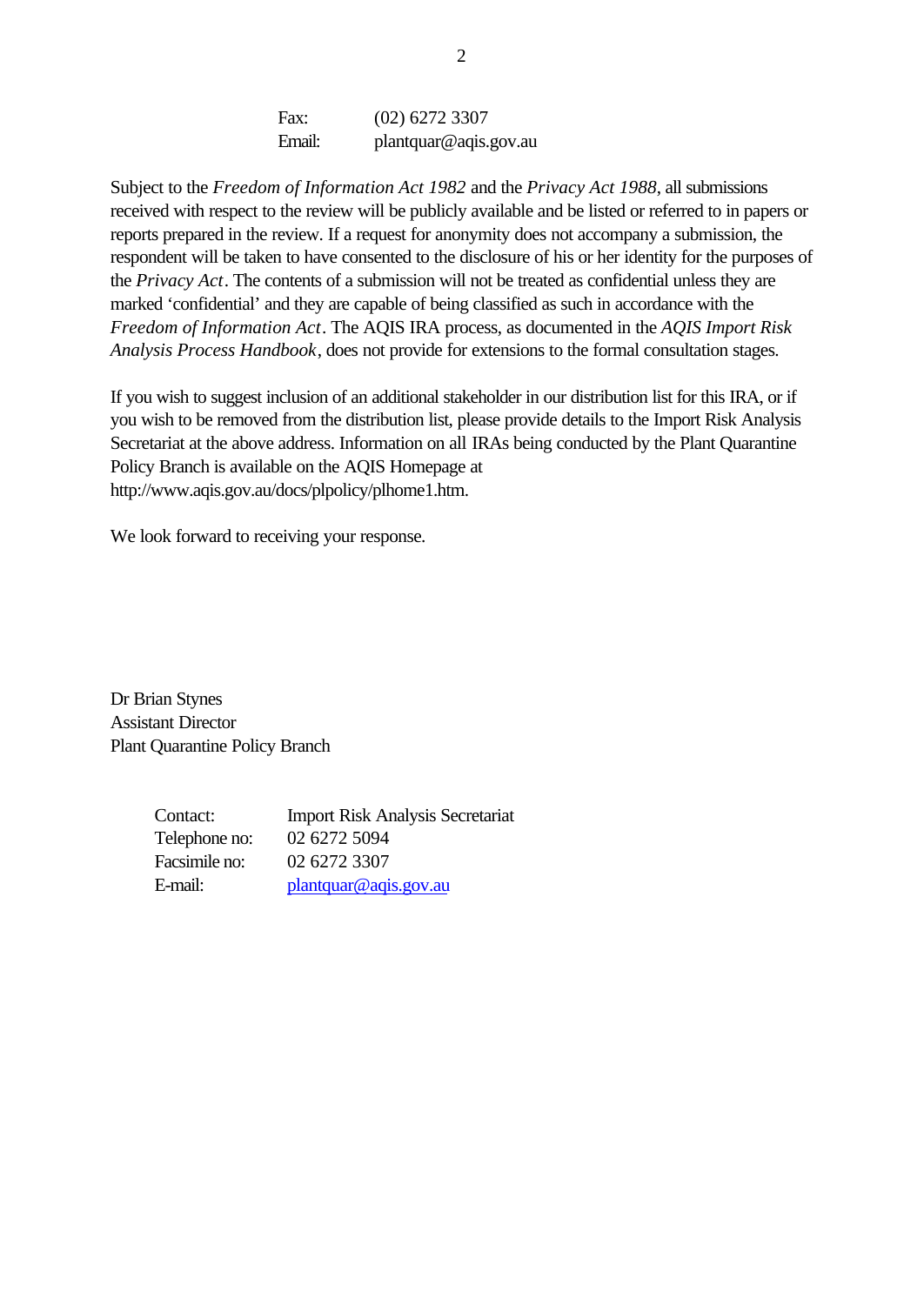| | |
|---|---|
| Fax: | (02) 6272 3307 |
| Email: | plantquar@aqis.gov.au |

Subject to the *Freedom of Information Act 1982* and the *Privacy Act 1988*, all submissions received with respect to the review will be publicly available and be listed or referred to in papers or reports prepared in the review. If a request for anonymity does not accompany a submission, the respondent will be taken to have consented to the disclosure of his or her identity for the purposes of the *Privacy Act*. The contents of a submission will not be treated as confidential unless they are marked 'confidential' and they are capable of being classified as such in accordance with the *Freedom of Information Act*. The AQIS IRA process, as documented in the *AQIS Import Risk Analysis Process Handbook*, does not provide for extensions to the formal consultation stages.

If you wish to suggest inclusion of an additional stakeholder in our distribution list for this IRA, or if you wish to be removed from the distribution list, please provide details to the Import Risk Analysis Secretariat at the above address. Information on all IRAs being conducted by the Plant Quarantine Policy Branch is available on the AQIS Homepage at http://www.aqis.gov.au/docs/plpolicy/plhome1.htm.

We look forward to receiving your response.

Dr Brian Stynes
Assistant Director
Plant Quarantine Policy Branch

| | |
|---|---|
| Contact: | Import Risk Analysis Secretariat |
| Telephone no: | 02 6272 5094 |
| Facsimile no: | 02 6272 3307 |
| E-mail: | plantquar@aqis.gov.au |